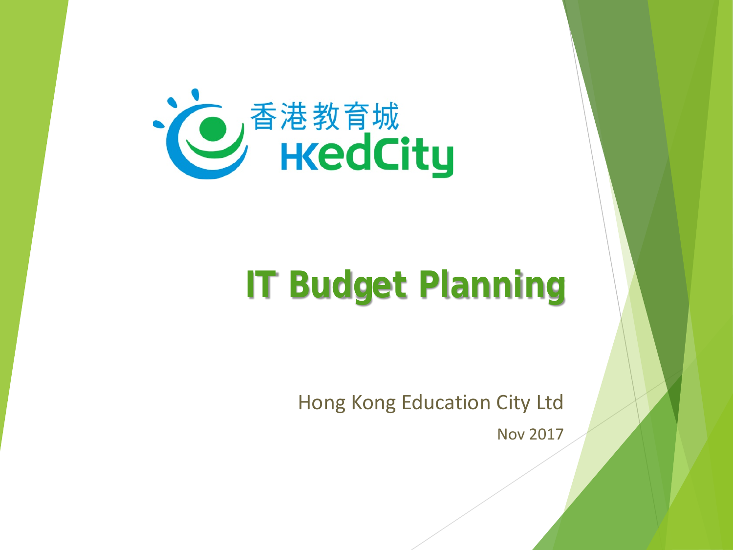香港教育城
HKedCity

# IT Budget Planning

Hong Kong Education City Ltd

Nov 2017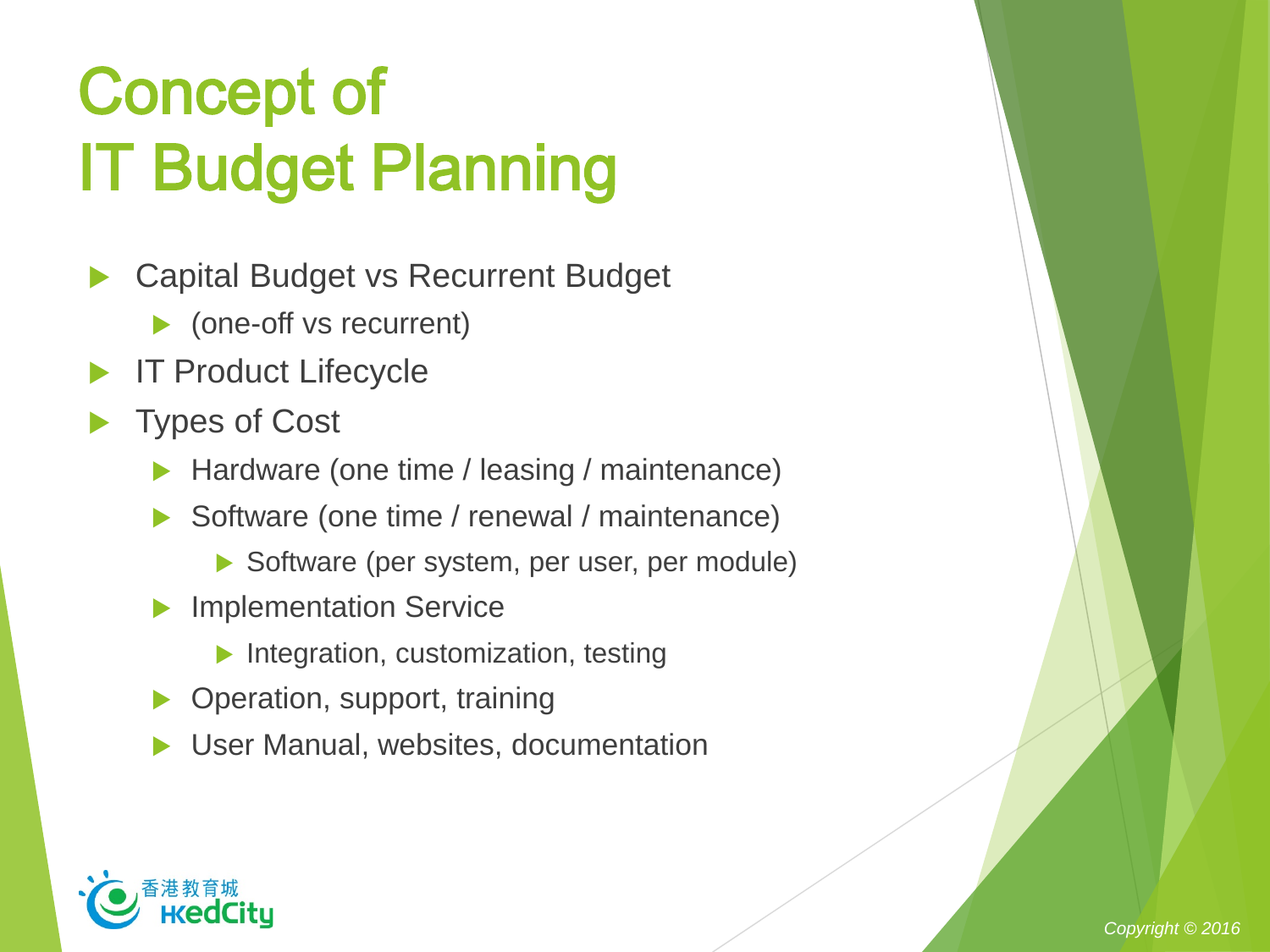# Concept of IT Budget Planning

- Capital Budget vs Recurrent Budget
  - (one-off vs recurrent)
- IT Product Lifecycle
- Types of Cost
  - Hardware (one time / leasing / maintenance)
  - Software (one time / renewal / maintenance)
    - Software (per system, per user, per module)
  - Implementation Service
    - Integration, customization, testing
  - Operation, support, training
  - User Manual, websites, documentation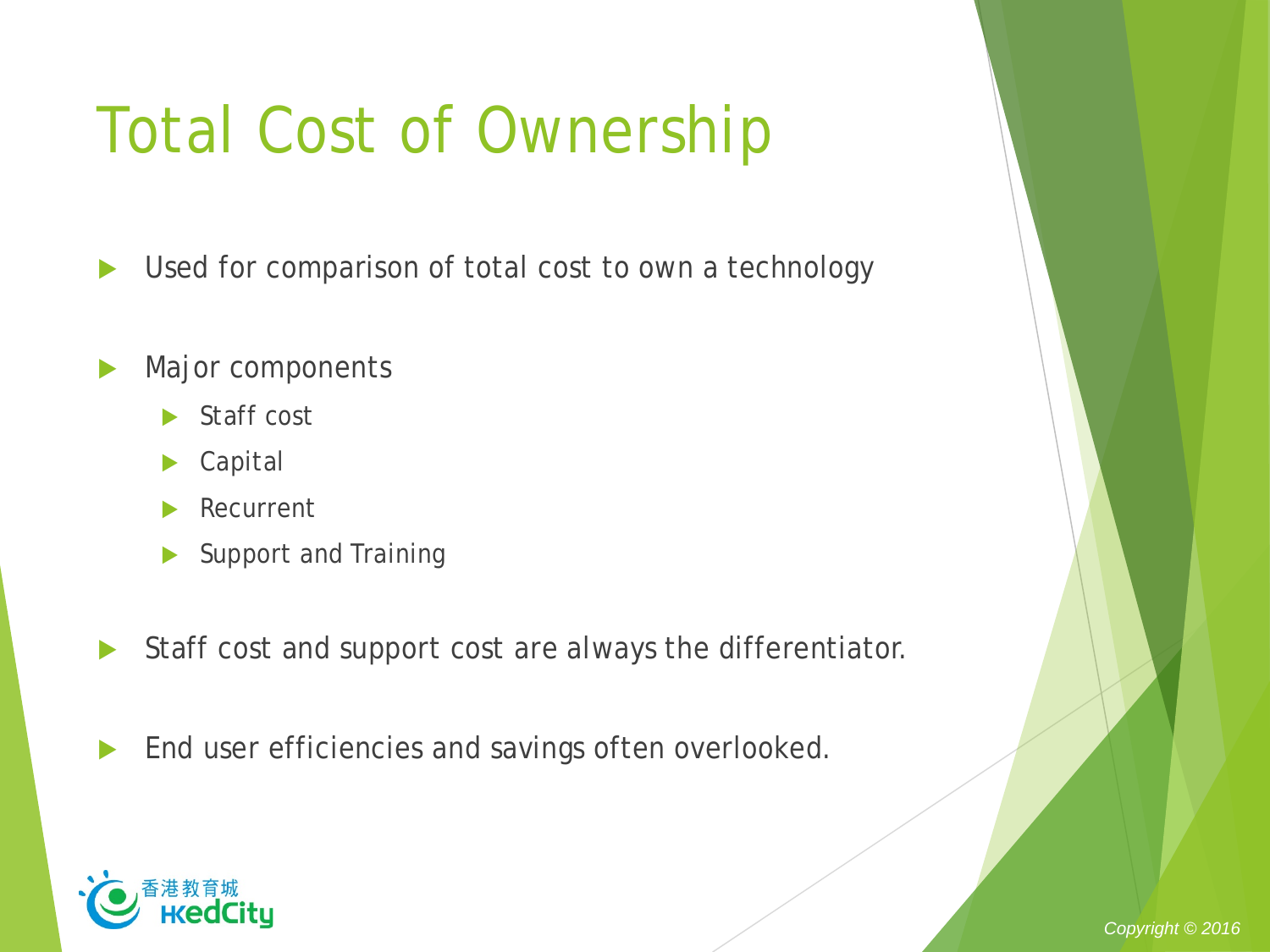# Total Cost of Ownership

- Used for comparison of total cost to own a technology
- Major components
  - Staff cost
  - Capital
  - Recurrent
  - Support and Training
- Staff cost and support cost are always the differentiator.
- End user efficiencies and savings often overlooked.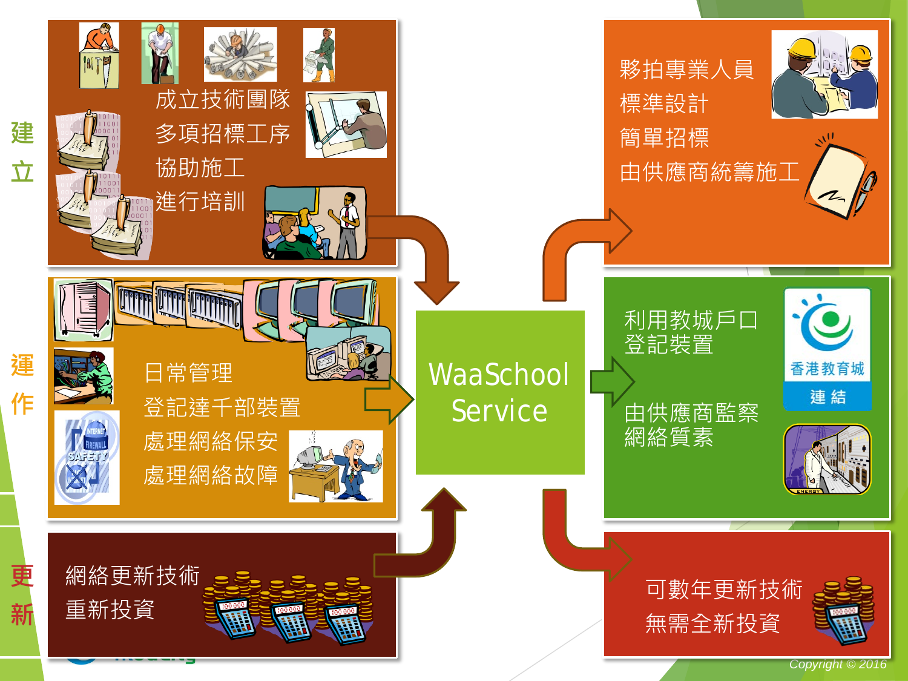## 建立

- 成立技術團隊
- 多項招標工序
- 協助施工
- 進行培訓

→ **WaaSchool Service** →

- 夥拍專業人員
- 標準設計
- 簡單招標
- 由供應商統籌施工

## 運作

- 日常管理
- 登記達千部裝置
- 處理網絡保安
- 處理網絡故障

→ **WaaSchool Service** →

- 利用教城戶口登記裝置
- 由供應商監察網絡質素

香港教育城 連結

## 更新

- 網絡更新技術
- 重新投資

→ **WaaSchool Service** →

- 可數年更新技術
- 無需全新投資

Copyright © 2016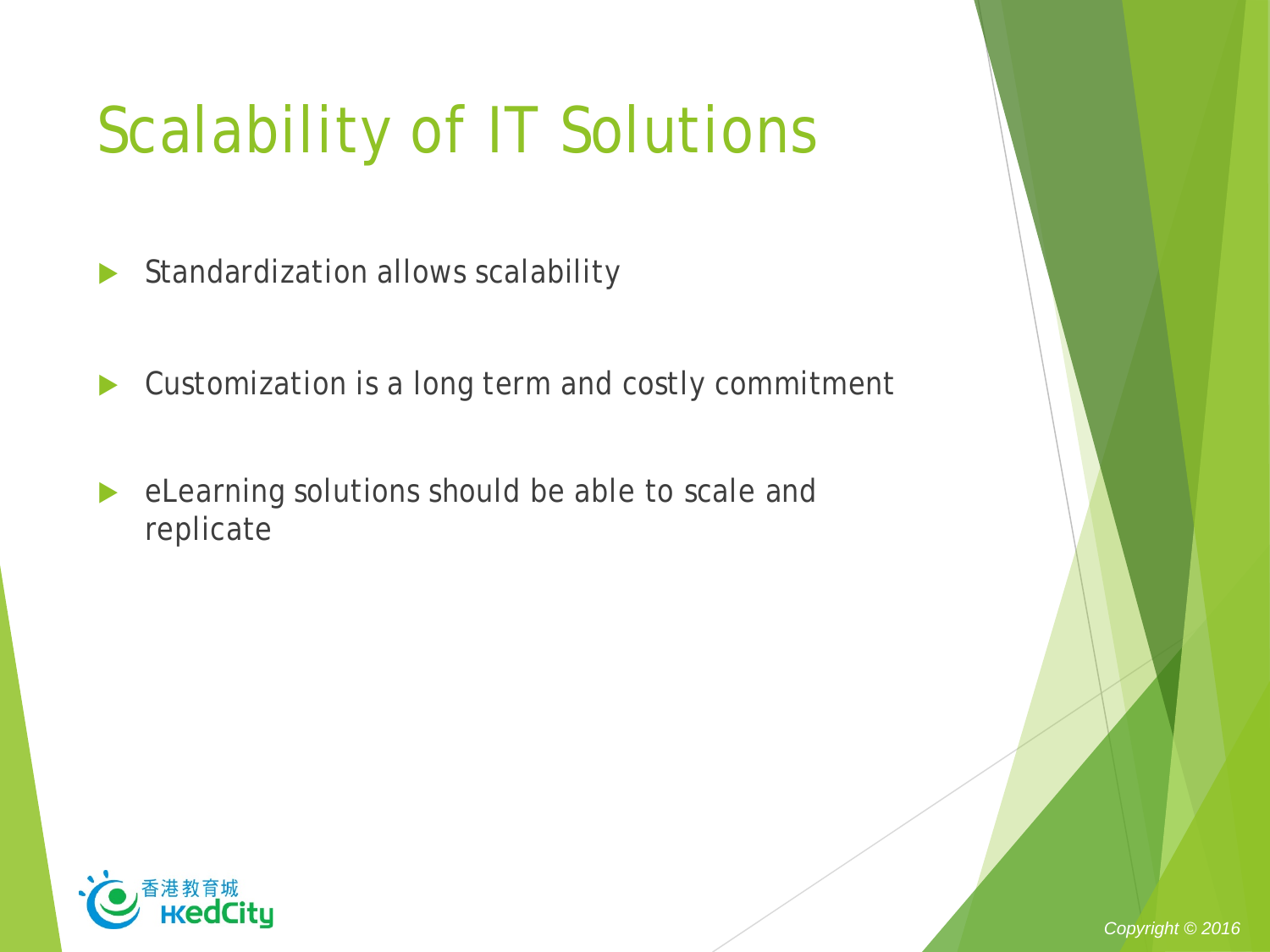# Scalability of IT Solutions

- Standardization allows scalability
- Customization is a long term and costly commitment
- eLearning solutions should be able to scale and replicate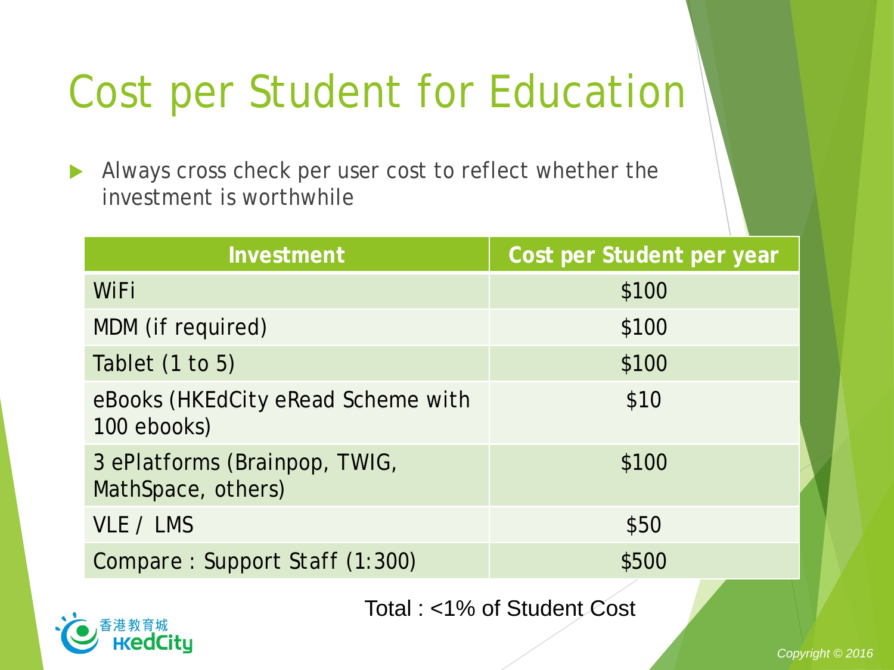# Cost per Student for Education

- Always cross check per user cost to reflect whether the investment is worthwhile

| Investment | Cost per Student per year |
|---|---|
| WiFi | $100 |
| MDM (if required) | $100 |
| Tablet (1 to 5) | $100 |
| eBooks (HKEdCity eRead Scheme with 100 ebooks) | $10 |
| 3 ePlatforms (Brainpop, TWIG, MathSpace, others) | $100 |
| VLE / LMS | $50 |
| Compare : Support Staff (1:300) | $500 |

Total : <1% of Student Cost

香港教育城 HKedCity

*Copyright © 2016*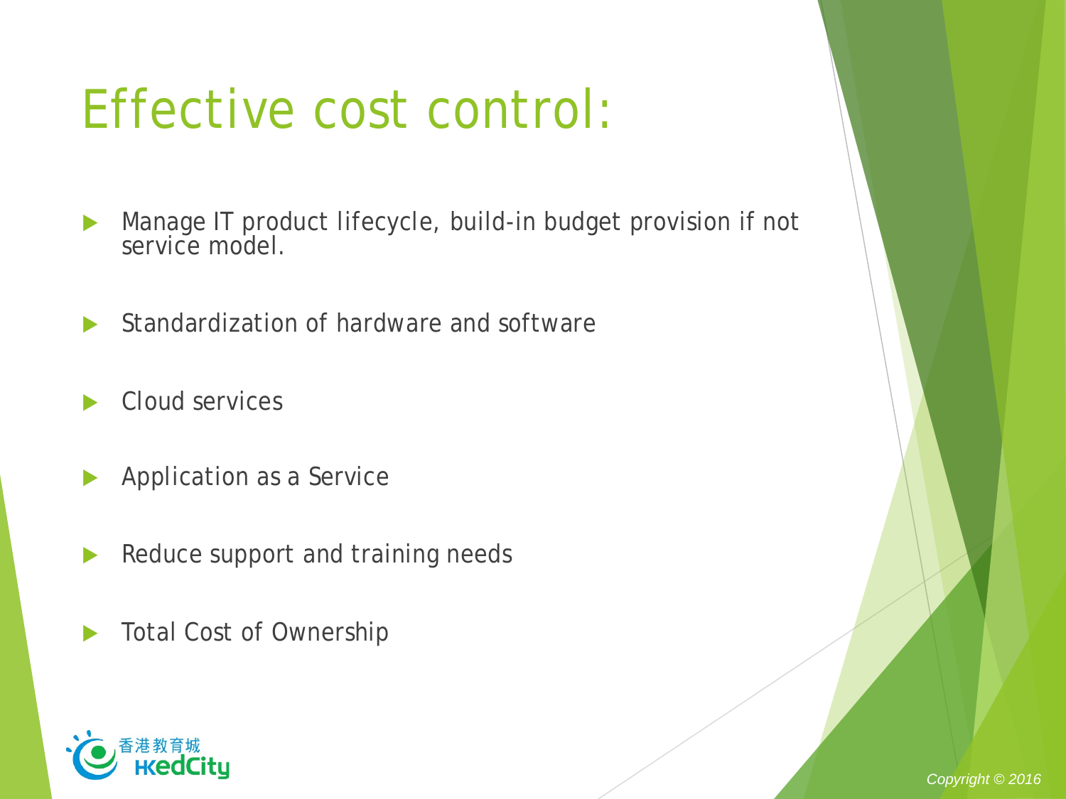# Effective cost control:

- Manage IT product lifecycle, build-in budget provision if not service model.
- Standardization of hardware and software
- Cloud services
- Application as a Service
- Reduce support and training needs
- Total Cost of Ownership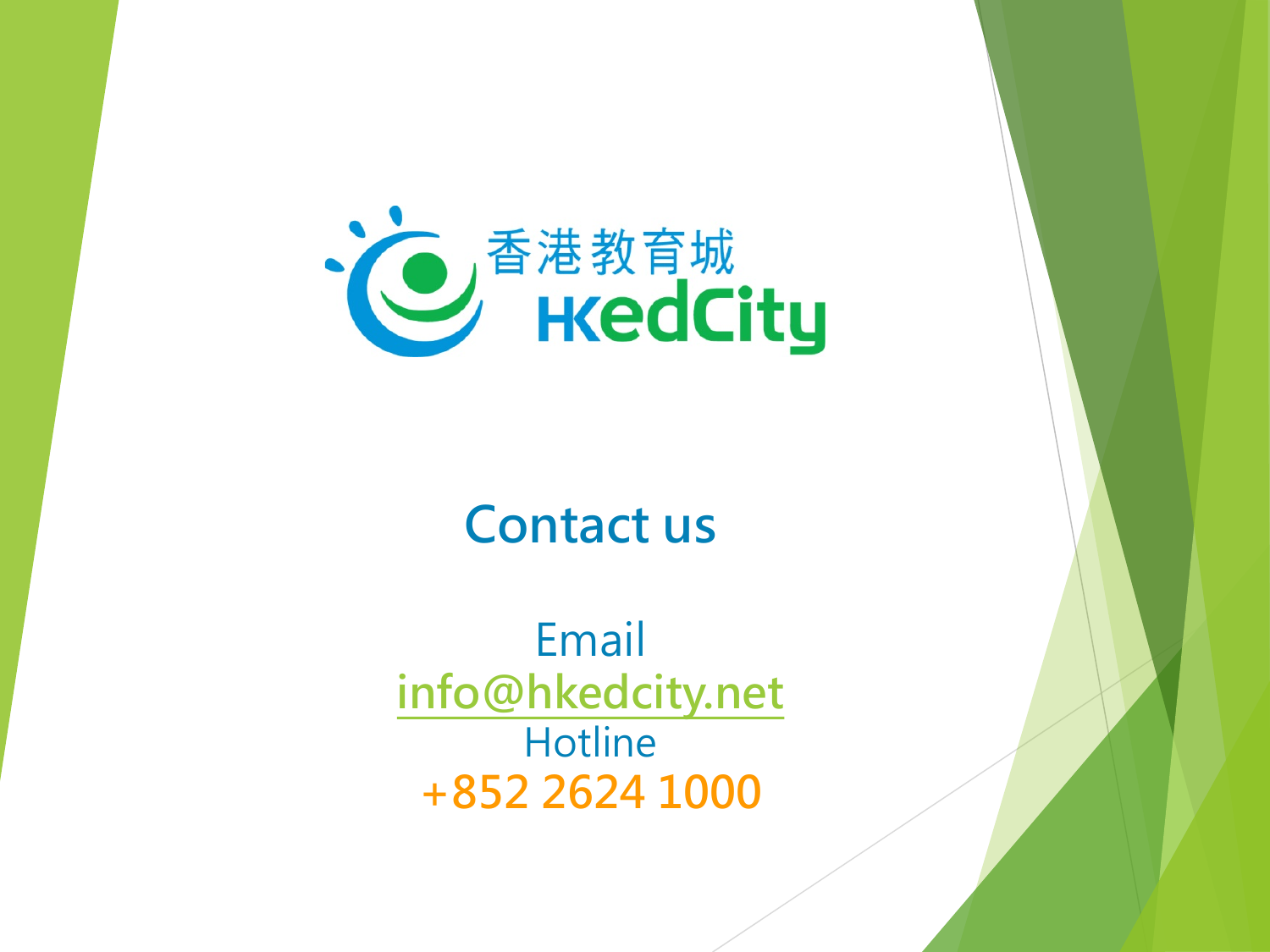香港教育城
HKedCity

## Contact us

Email
info@hkedcity.net
Hotline
+852 2624 1000